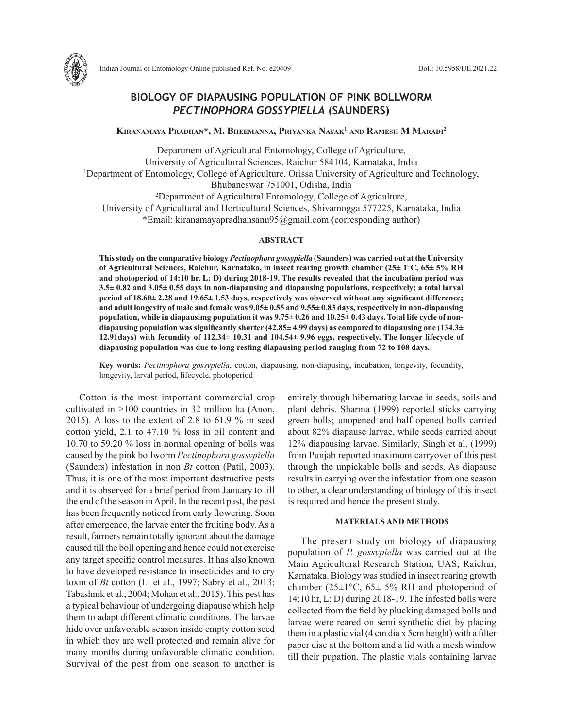# BIOLOGY OF DIAPAUSING POPULATION OF PINK BOLLWORM *PECTINOPHORA GOSSYPIELLA* (SAUNDERS)

**Kiranamaya Pradhan*, M. Bheemanna, Priyanka Nayak[1] and Ramesh M Maradi[2]**

Department of Agricultural Entomology, College of Agriculture, University of Agricultural Sciences, Raichur 584104, Karnataka, India

[1]Department of Entomology, College of Agriculture, Orissa University of Agriculture and Technology, Bhubaneswar 751001, Odisha, India

[2]Department of Agricultural Entomology, College of Agriculture, University of Agricultural and Horticultural Sciences, Shivamogga 577225, Karnataka, India

*Email: kiranamayapradhansanu95@gmail.com (corresponding author)

## ABSTRACT

**This study on the comparative biology *Pectinophora gossypiella* (Saunders) was carried out at the University of Agricultural Sciences, Raichur, Karnataka, in insect rearing growth chamber (25± 1°C, 65± 5% RH and photoperiod of 14:10 hr, L: D) during 2018-19. The results revealed that the incubation period was 3.5± 0.82 and 3.05± 0.55 days in non-diapausing and diapausing populations, respectively; a total larval period of 18.60± 2.28 and 19.65± 1.53 days, respectively was observed without any significant difference; and adult longevity of male and female was 9.05± 0.55 and 9.55± 0.83 days, respectively in non-diapausing population, while in diapausimg population it was 9.75± 0.26 and 10.25± 0.43 days. Total life cycle of non-diapausing population was significantly shorter (42.85± 4.99 days) as compared to diapausing one (134.3± 12.91days) with fecundity of 112.34± 10.31 and 104.54± 9.96 eggs, respectively. The longer lifecycle of diapausing population was due to long resting diapausing period ranging from 72 to 108 days.**

**Key words:** *Pectinophora gossypiella*, cotton, diapausing, non-diapausing, incubation, longevity, fecundity, longevity, larval period, lifecycle, photoperiod

Cotton is the most important commercial crop cultivated in >100 countries in 32 million ha (Anon, 2015). A loss to the extent of 2.8 to 61.9 % in seed cotton yield, 2.1 to 47.10 % loss in oil content and 10.70 to 59.20 % loss in normal opening of bolls was caused by the pink bollworm *Pectinophora gossypiella* (Saunders) infestation in non *Bt* cotton (Patil, 2003). Thus, it is one of the most important destructive pests and it is observed for a brief period from January to till the end of the season in April. In the recent past, the pest has been frequently noticed from early flowering. Soon after emergence, the larvae enter the fruiting body. As a result, farmers remain totally ignorant about the damage caused till the boll opening and hence could not exercise any target specific control measures. It has also known to have developed resistance to insecticides and to cry toxin of *Bt* cotton (Li et al., 1997; Sabry et al., 2013; Tabashnik et al., 2004; Mohan et al., 2015). This pest has a typical behaviour of undergoing diapause which help them to adapt different climatic conditions. The larvae hide over unfavorable season inside empty cotton seed in which they are well protected and remain alive for many months during unfavorable climatic condition. Survival of the pest from one season to another is entirely through hibernating larvae in seeds, soils and plant debris. Sharma (1999) reported sticks carrying green bolls; unopened and half opened bolls carried about 82% diapause larvae, while seeds carried about 12% diapausing larvae. Similarly, Singh et al. (1999) from Punjab reported maximum carryover of this pest through the unpickable bolls and seeds. As diapause results in carrying over the infestation from one season to other, a clear understanding of biology of this insect is required and hence the present study.

## MATERIALS AND METHODS

The present study on biology of diapausing population of *P. gossypiella* was carried out at the Main Agricultural Research Station, UAS, Raichur, Karnataka. Biology was studied in insect rearing growth chamber (25±1°C, 65± 5% RH and photoperiod of 14:10 hr, L: D) during 2018-19. The infested bolls were collected from the field by plucking damaged bolls and larvae were reared on semi synthetic diet by placing them in a plastic vial (4 cm dia x 5cm height) with a filter paper disc at the bottom and a lid with a mesh window till their pupation. The plastic vials containing larvae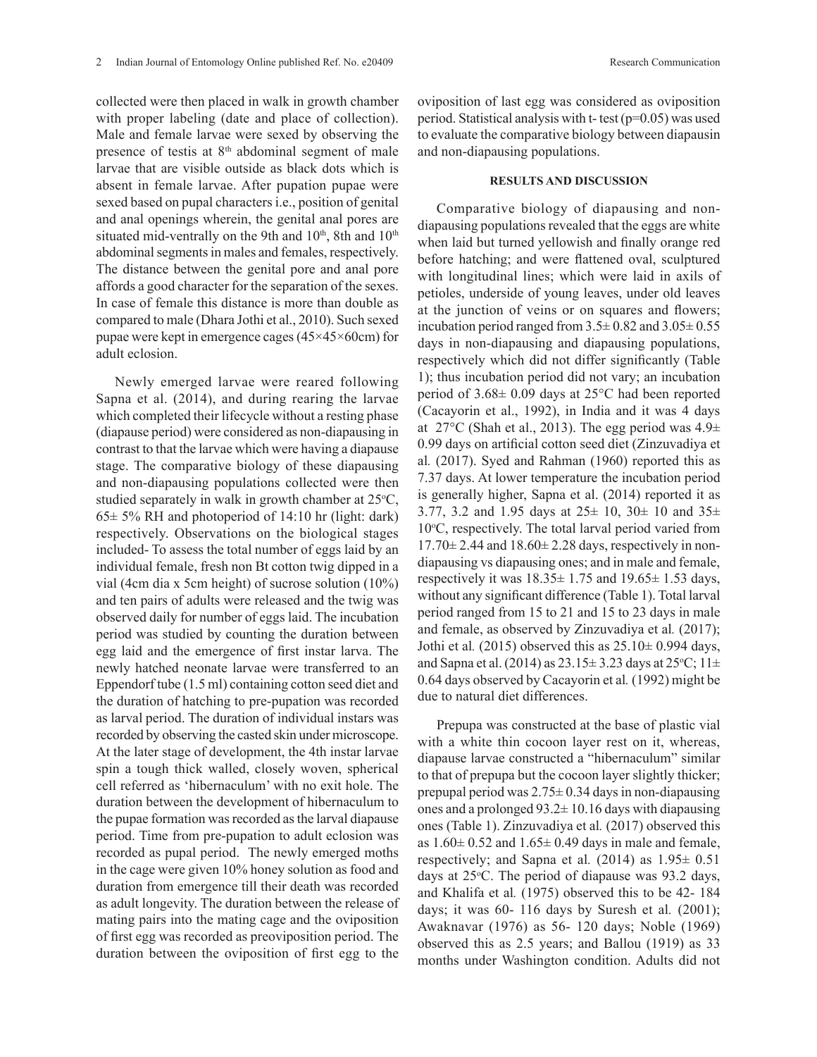collected were then placed in walk in growth chamber with proper labeling (date and place of collection). Male and female larvae were sexed by observing the presence of testis at 8th abdominal segment of male larvae that are visible outside as black dots which is absent in female larvae. After pupation pupae were sexed based on pupal characters i.e., position of genital and anal openings wherein, the genital anal pores are situated mid-ventrally on the 9th and 10th, 8th and 10th abdominal segments in males and females, respectively. The distance between the genital pore and anal pore affords a good character for the separation of the sexes. In case of female this distance is more than double as compared to male (Dhara Jothi et al., 2010). Such sexed pupae were kept in emergence cages (45×45×60cm) for adult eclosion.

Newly emerged larvae were reared following Sapna et al. (2014), and during rearing the larvae which completed their lifecycle without a resting phase (diapause period) were considered as non-diapausing in contrast to that the larvae which were having a diapause stage. The comparative biology of these diapausing and non-diapausing populations collected were then studied separately in walk in growth chamber at 25°C, 65± 5% RH and photoperiod of 14:10 hr (light: dark) respectively. Observations on the biological stages included- To assess the total number of eggs laid by an individual female, fresh non Bt cotton twig dipped in a vial (4cm dia x 5cm height) of sucrose solution (10%) and ten pairs of adults were released and the twig was observed daily for number of eggs laid. The incubation period was studied by counting the duration between egg laid and the emergence of first instar larva. The newly hatched neonate larvae were transferred to an Eppendorf tube (1.5 ml) containing cotton seed diet and the duration of hatching to pre-pupation was recorded as larval period. The duration of individual instars was recorded by observing the casted skin under microscope. At the later stage of development, the 4th instar larvae spin a tough thick walled, closely woven, spherical cell referred as 'hibernaculum' with no exit hole. The duration between the development of hibernaculum to the pupae formation was recorded as the larval diapause period. Time from pre-pupation to adult eclosion was recorded as pupal period. The newly emerged moths in the cage were given 10% honey solution as food and duration from emergence till their death was recorded as adult longevity. The duration between the release of mating pairs into the mating cage and the oviposition of first egg was recorded as preoviposition period. The duration between the oviposition of first egg to the oviposition of last egg was considered as oviposition period. Statistical analysis with t- test (p=0.05) was used to evaluate the comparative biology between diapausin and non-diapausing populations.

## RESULTS AND DISCUSSION

Comparative biology of diapausing and non-diapausing populations revealed that the eggs are white when laid but turned yellowish and finally orange red before hatching; and were flattened oval, sculptured with longitudinal lines; which were laid in axils of petioles, underside of young leaves, under old leaves at the junction of veins or on squares and flowers; incubation period ranged from 3.5± 0.82 and 3.05± 0.55 days in non-diapausing and diapausing populations, respectively which did not differ significantly (Table 1); thus incubation period did not vary; an incubation period of 3.68± 0.09 days at 25°C had been reported (Cacayorin et al., 1992), in India and it was 4 days at 27°C (Shah et al., 2013). The egg period was 4.9± 0.99 days on artificial cotton seed diet (Zinzuvadiya et al. (2017). Syed and Rahman (1960) reported this as 7.37 days. At lower temperature the incubation period is generally higher, Sapna et al. (2014) reported it as 3.77, 3.2 and 1.95 days at 25± 10, 30± 10 and 35± 10°C, respectively. The total larval period varied from 17.70± 2.44 and 18.60± 2.28 days, respectively in non-diapausing vs diapausing ones; and in male and female, respectively it was 18.35± 1.75 and 19.65± 1.53 days, without any significant difference (Table 1). Total larval period ranged from 15 to 21 and 15 to 23 days in male and female, as observed by Zinzuvadiya et al*.* (2017); Jothi et al*.* (2015) observed this as 25.10± 0.994 days, and Sapna et al. (2014) as 23.15± 3.23 days at 25°C; 11± 0.64 days observed by Cacayorin et al*.* (1992) might be due to natural diet differences.

Prepupa was constructed at the base of plastic vial with a white thin cocoon layer rest on it, whereas, diapause larvae constructed a "hibernaculum" similar to that of prepupa but the cocoon layer slightly thicker; prepupal period was 2.75± 0.34 days in non-diapausing ones and a prolonged 93.2± 10.16 days with diapausing ones (Table 1). Zinzuvadiya et al*.* (2017) observed this as 1.60± 0.52 and 1.65± 0.49 days in male and female, respectively; and Sapna et al*.* (2014) as 1.95± 0.51 days at 25°C. The period of diapause was 93.2 days, and Khalifa et al*.* (1975) observed this to be 42- 184 days; it was 60- 116 days by Suresh et al*.* (2001); Awaknavar (1976) as 56- 120 days; Noble (1969) observed this as 2.5 years; and Ballou (1919) as 33 months under Washington condition. Adults did not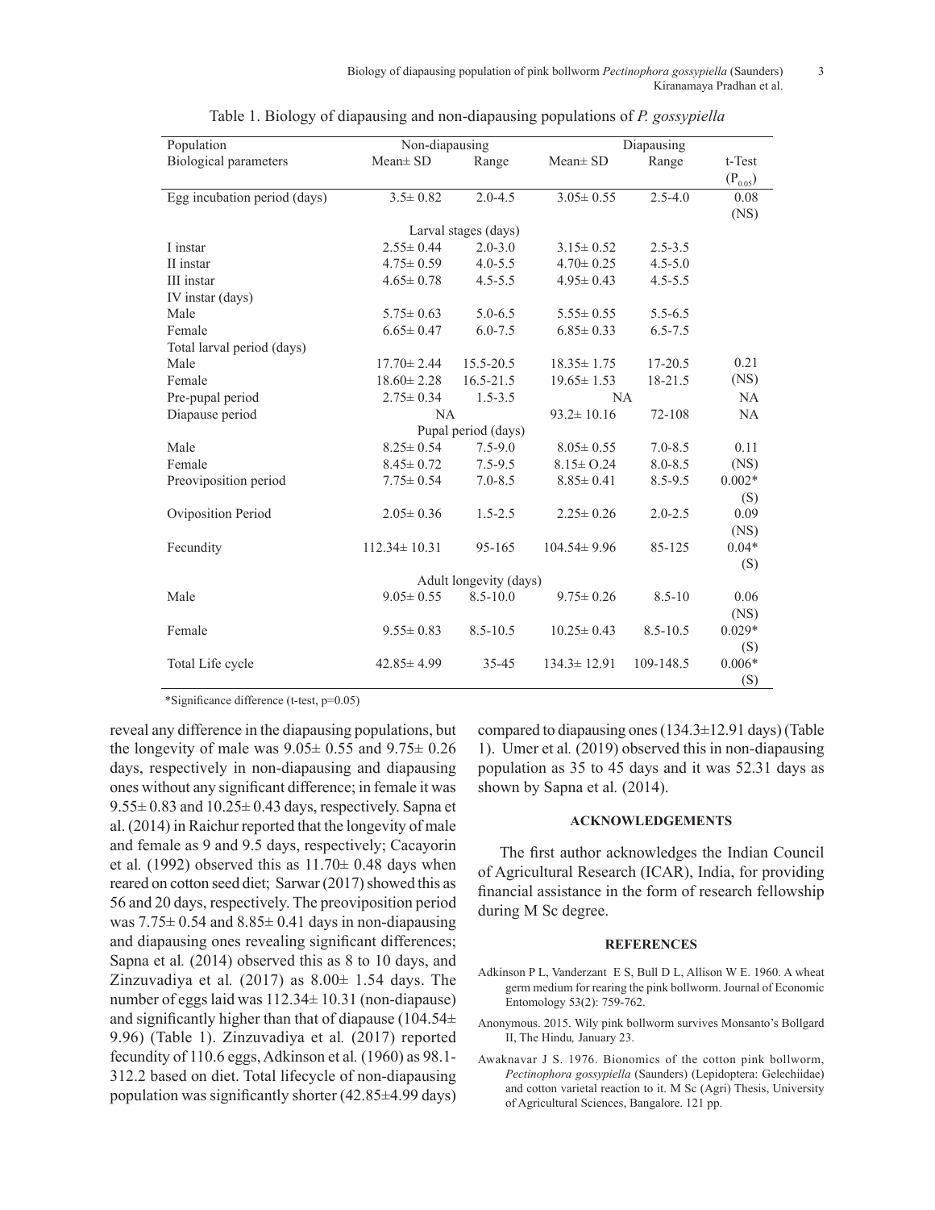Table 1. Biology of diapausing and non-diapausing populations of *P. gossypiella*

| Population | Non-diapausing | | Diapausing | | |
|---|---|---|---|---|---|
| Biological parameters | Mean± SD | Range | Mean± SD | Range | t-Test ($P_{0.05}$) |
| Egg incubation period (days) | 3.5± 0.82 | 2.0-4.5 | 3.05± 0.55 | 2.5-4.0 | 0.08 (NS) |
| Larval stages (days) | | | | | |
| I instar | 2.55± 0.44 | 2.0-3.0 | 3.15± 0.52 | 2.5-3.5 | |
| II instar | 4.75± 0.59 | 4.0-5.5 | 4.70± 0.25 | 4.5-5.0 | |
| III instar | 4.65± 0.78 | 4.5-5.5 | 4.95± 0.43 | 4.5-5.5 | |
| IV instar (days) | | | | | |
| Male | 5.75± 0.63 | 5.0-6.5 | 5.55± 0.55 | 5.5-6.5 | |
| Female | 6.65± 0.47 | 6.0-7.5 | 6.85± 0.33 | 6.5-7.5 | |
| Total larval period (days) | | | | | |
| Male | 17.70± 2.44 | 15.5-20.5 | 18.35± 1.75 | 17-20.5 | 0.21 |
| Female | 18.60± 2.28 | 16.5-21.5 | 19.65± 1.53 | 18-21.5 | (NS) |
| Pre-pupal period | 2.75± 0.34 | 1.5-3.5 | NA | | NA |
| Diapause period | NA | | 93.2± 10.16 | 72-108 | NA |
| Pupal period (days) | | | | | |
| Male | 8.25± 0.54 | 7.5-9.0 | 8.05± 0.55 | 7.0-8.5 | 0.11 |
| Female | 8.45± 0.72 | 7.5-9.5 | 8.15± O.24 | 8.0-8.5 | (NS) |
| Preoviposition period | 7.75± 0.54 | 7.0-8.5 | 8.85± 0.41 | 8.5-9.5 | 0.002* (S) |
| Oviposition Period | 2.05± 0.36 | 1.5-2.5 | 2.25± 0.26 | 2.0-2.5 | 0.09 (NS) |
| Fecundity | 112.34± 10.31 | 95-165 | 104.54± 9.96 | 85-125 | 0.04* (S) |
| Adult longevity (days) | | | | | |
| Male | 9.05± 0.55 | 8.5-10.0 | 9.75± 0.26 | 8.5-10 | 0.06 (NS) |
| Female | 9.55± 0.83 | 8.5-10.5 | 10.25± 0.43 | 8.5-10.5 | 0.029* (S) |
| Total Life cycle | 42.85± 4.99 | 35-45 | 134.3± 12.91 | 109-148.5 | 0.006* (S) |

*Significance difference (t-test, p=0.05)

reveal any difference in the diapausing populations, but the longevity of male was 9.05± 0.55 and 9.75± 0.26 days, respectively in non-diapausing and diapausing ones without any significant difference; in female it was 9.55± 0.83 and 10.25± 0.43 days, respectively. Sapna et al. (2014) in Raichur reported that the longevity of male and female as 9 and 9.5 days, respectively; Cacayorin et al*.* (1992) observed this as 11.70± 0.48 days when reared on cotton seed diet; Sarwar (2017) showed this as 56 and 20 days, respectively. The preoviposition period was 7.75± 0.54 and 8.85± 0.41 days in non-diapausing and diapausing ones revealing significant differences; Sapna et al*.* (2014) observed this as 8 to 10 days, and Zinzuvadiya et al*.* (2017) as 8.00± 1.54 days. The number of eggs laid was 112.34± 10.31 (non-diapause) and significantly higher than that of diapause (104.54± 9.96) (Table 1). Zinzuvadiya et al*.* (2017) reported fecundity of 110.6 eggs, Adkinson et al*.* (1960) as 98.1-312.2 based on diet. Total lifecycle of non-diapausing population was significantly shorter (42.85±4.99 days) compared to diapausing ones (134.3±12.91 days) (Table 1). Umer et al*.* (2019) observed this in non-diapausing population as 35 to 45 days and it was 52.31 days as shown by Sapna et al*.* (2014).

## ACKNOWLEDGEMENTS

The first author acknowledges the Indian Council of Agricultural Research (ICAR), India, for providing financial assistance in the form of research fellowship during M Sc degree.

## REFERENCES

Adkinson P L, Vanderzant E S, Bull D L, Allison W E. 1960. A wheat germ medium for rearing the pink bollworm. Journal of Economic Entomology 53(2): 759-762.

Anonymous. 2015. Wily pink bollworm survives Monsanto's Bollgard II, The Hindu*,* January 23.

Awaknavar J S. 1976. Bionomics of the cotton pink bollworm, *Pectinophora gossypiella* (Saunders) (Lepidoptera: Gelechiidae) and cotton varietal reaction to it. M Sc (Agri) Thesis, University of Agricultural Sciences, Bangalore. 121 pp.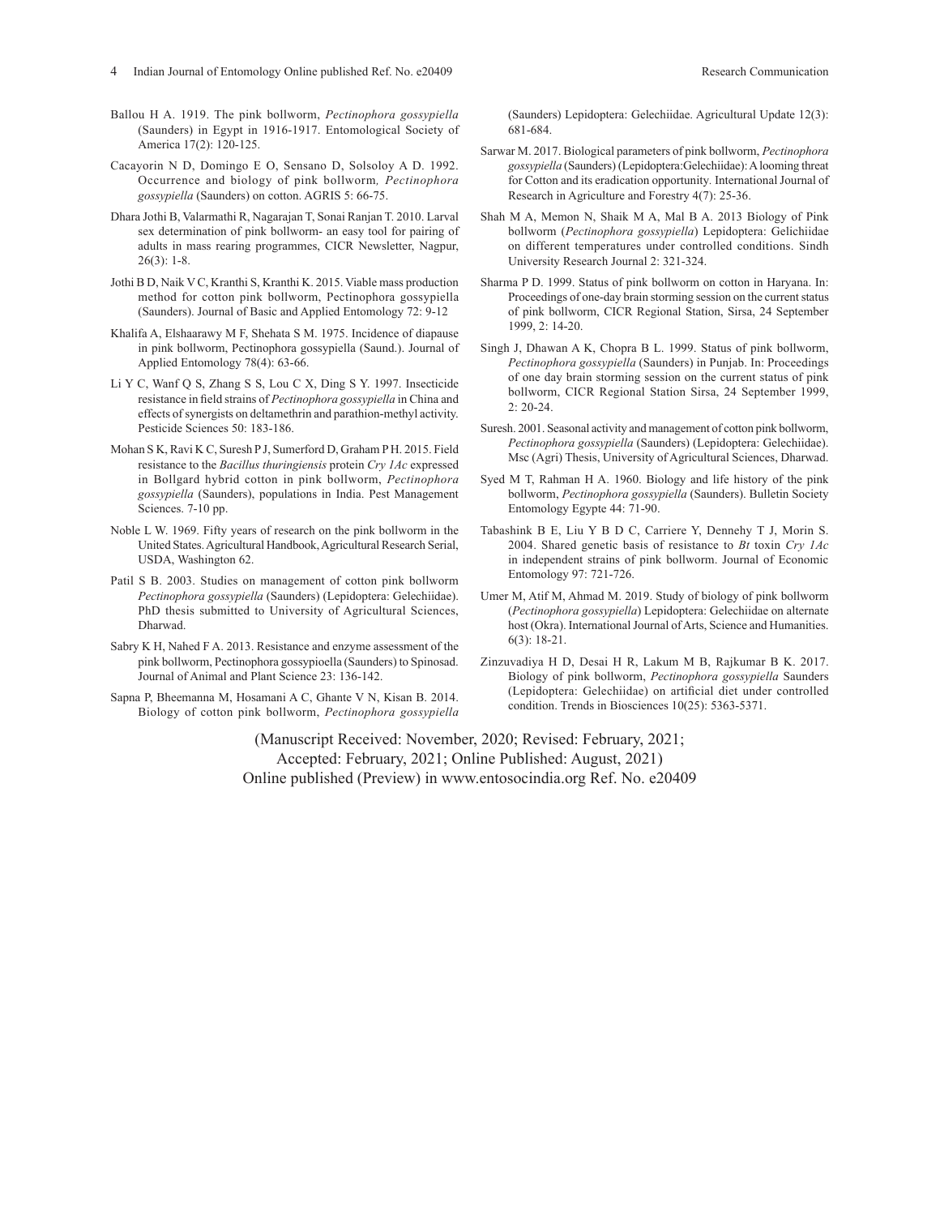Ballou H A. 1919. The pink bollworm, *Pectinophora gossypiella* (Saunders) in Egypt in 1916-1917. Entomological Society of America 17(2): 120-125.

Cacayorin N D, Domingo E O, Sensano D, Solsoloy A D. 1992. Occurrence and biology of pink bollworm, *Pectinophora gossypiella* (Saunders) on cotton. AGRIS 5: 66-75.

Dhara Jothi B, Valarmathi R, Nagarajan T, Sonai Ranjan T. 2010. Larval sex determination of pink bollworm- an easy tool for pairing of adults in mass rearing programmes, CICR Newsletter, Nagpur, 26(3): 1-8.

Jothi B D, Naik V C, Kranthi S, Kranthi K. 2015. Viable mass production method for cotton pink bollworm, Pectinophora gossypiella (Saunders). Journal of Basic and Applied Entomology 72: 9-12

Khalifa A, Elshaarawy M F, Shehata S M. 1975. Incidence of diapause in pink bollworm, Pectinophora gossypiella (Saund.). Journal of Applied Entomology 78(4): 63-66.

Li Y C, Wanf Q S, Zhang S S, Lou C X, Ding S Y. 1997. Insecticide resistance in field strains of *Pectinophora gossypiella* in China and effects of synergists on deltamethrin and parathion-methyl activity. Pesticide Sciences 50: 183-186.

Mohan S K, Ravi K C, Suresh P J, Sumerford D, Graham P H. 2015. Field resistance to the *Bacillus thuringiensis* protein *Cry 1Ac* expressed in Bollgard hybrid cotton in pink bollworm, *Pectinophora gossypiella* (Saunders), populations in India. Pest Management Sciences. 7-10 pp.

Noble L W. 1969. Fifty years of research on the pink bollworm in the United States. Agricultural Handbook, Agricultural Research Serial, USDA, Washington 62.

Patil S B. 2003. Studies on management of cotton pink bollworm *Pectinophora gossypiella* (Saunders) (Lepidoptera: Gelechiidae). PhD thesis submitted to University of Agricultural Sciences, Dharwad.

Sabry K H, Nahed F A. 2013. Resistance and enzyme assessment of the pink bollworm, Pectinophora gossypioella (Saunders) to Spinosad. Journal of Animal and Plant Science 23: 136-142.

Sapna P, Bheemanna M, Hosamani A C, Ghante V N, Kisan B. 2014. Biology of cotton pink bollworm, *Pectinophora gossypiella* (Saunders) Lepidoptera: Gelechiidae. Agricultural Update 12(3): 681-684.

Sarwar M. 2017. Biological parameters of pink bollworm, *Pectinophora gossypiella* (Saunders) (Lepidoptera:Gelechiidae): A looming threat for Cotton and its eradication opportunity. International Journal of Research in Agriculture and Forestry 4(7): 25-36.

Shah M A, Memon N, Shaik M A, Mal B A. 2013 Biology of Pink bollworm (*Pectinophora gossypiella*) Lepidoptera: Gelichiidae on different temperatures under controlled conditions. Sindh University Research Journal 2: 321-324.

Sharma P D. 1999. Status of pink bollworm on cotton in Haryana. In: Proceedings of one-day brain storming session on the current status of pink bollworm, CICR Regional Station, Sirsa, 24 September 1999, 2: 14-20.

Singh J, Dhawan A K, Chopra B L. 1999. Status of pink bollworm, *Pectinophora gossypiella* (Saunders) in Punjab. In: Proceedings of one day brain storming session on the current status of pink bollworm, CICR Regional Station Sirsa, 24 September 1999, 2: 20-24.

Suresh. 2001. Seasonal activity and management of cotton pink bollworm, *Pectinophora gossypiella* (Saunders) (Lepidoptera: Gelechiidae). Msc (Agri) Thesis, University of Agricultural Sciences, Dharwad.

Syed M T, Rahman H A. 1960. Biology and life history of the pink bollworm, *Pectinophora gossypiella* (Saunders). Bulletin Society Entomology Egypte 44: 71-90.

Tabashink B E, Liu Y B D C, Carriere Y, Dennehy T J, Morin S. 2004. Shared genetic basis of resistance to *Bt* toxin *Cry 1Ac* in independent strains of pink bollworm. Journal of Economic Entomology 97: 721-726.

Umer M, Atif M, Ahmad M. 2019. Study of biology of pink bollworm (*Pectinophora gossypiella*) Lepidoptera: Gelechiidae on alternate host (Okra). International Journal of Arts, Science and Humanities. 6(3): 18-21.

Zinzuvadiya H D, Desai H R, Lakum M B, Rajkumar B K. 2017. Biology of pink bollworm, *Pectinophora gossypiella* Saunders (Lepidoptera: Gelechiidae) on artificial diet under controlled condition. Trends in Biosciences 10(25): 5363-5371.

(Manuscript Received: November, 2020; Revised: February, 2021; Accepted: February, 2021; Online Published: August, 2021)
Online published (Preview) in www.entosocindia.org Ref. No. e20409